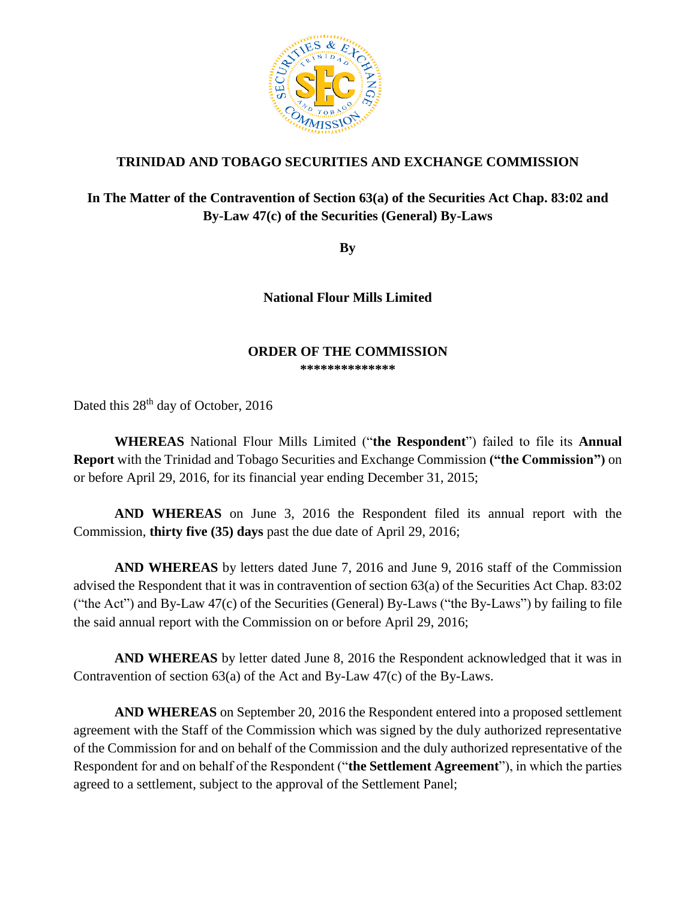# TRINIDAD AND TOBAGO SECURITIES AND EXCHANGE COMMISSION

## In The Matter of the Contravention of Section 63(a) of the Securities Act Chap. 83:02 and By-Law 47(c) of the Securities (General) By-Laws

**By**

**National Flour Mills Limited**

## ORDER OF THE COMMISSION

**************

Dated this 28th day of October, 2016

**WHEREAS** National Flour Mills Limited ("**the Respondent**") failed to file its **Annual Report** with the Trinidad and Tobago Securities and Exchange Commission **("the Commission")** on or before April 29, 2016, for its financial year ending December 31, 2015;

**AND WHEREAS** on June 3, 2016 the Respondent filed its annual report with the Commission, **thirty five (35) days** past the due date of April 29, 2016;

**AND WHEREAS** by letters dated June 7, 2016 and June 9, 2016 staff of the Commission advised the Respondent that it was in contravention of section 63(a) of the Securities Act Chap. 83:02 ("the Act") and By-Law 47(c) of the Securities (General) By-Laws ("the By-Laws") by failing to file the said annual report with the Commission on or before April 29, 2016;

**AND WHEREAS** by letter dated June 8, 2016 the Respondent acknowledged that it was in Contravention of section 63(a) of the Act and By-Law 47(c) of the By-Laws.

**AND WHEREAS** on September 20, 2016 the Respondent entered into a proposed settlement agreement with the Staff of the Commission which was signed by the duly authorized representative of the Commission for and on behalf of the Commission and the duly authorized representative of the Respondent for and on behalf of the Respondent ("**the Settlement Agreement**"), in which the parties agreed to a settlement, subject to the approval of the Settlement Panel;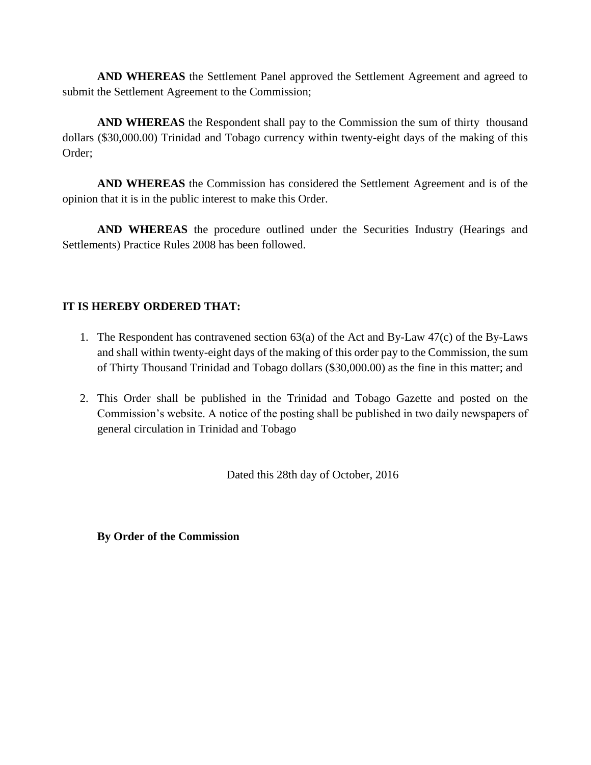**AND WHEREAS** the Settlement Panel approved the Settlement Agreement and agreed to submit the Settlement Agreement to the Commission;

**AND WHEREAS** the Respondent shall pay to the Commission the sum of thirty thousand dollars ($30,000.00) Trinidad and Tobago currency within twenty-eight days of the making of this Order;

**AND WHEREAS** the Commission has considered the Settlement Agreement and is of the opinion that it is in the public interest to make this Order.

**AND WHEREAS** the procedure outlined under the Securities Industry (Hearings and Settlements) Practice Rules 2008 has been followed.

**IT IS HEREBY ORDERED THAT:**

1. The Respondent has contravened section 63(a) of the Act and By-Law 47(c) of the By-Laws and shall within twenty-eight days of the making of this order pay to the Commission, the sum of Thirty Thousand Trinidad and Tobago dollars ($30,000.00) as the fine in this matter; and

2. This Order shall be published in the Trinidad and Tobago Gazette and posted on the Commission's website. A notice of the posting shall be published in two daily newspapers of general circulation in Trinidad and Tobago

Dated this 28th day of October, 2016

**By Order of the Commission**